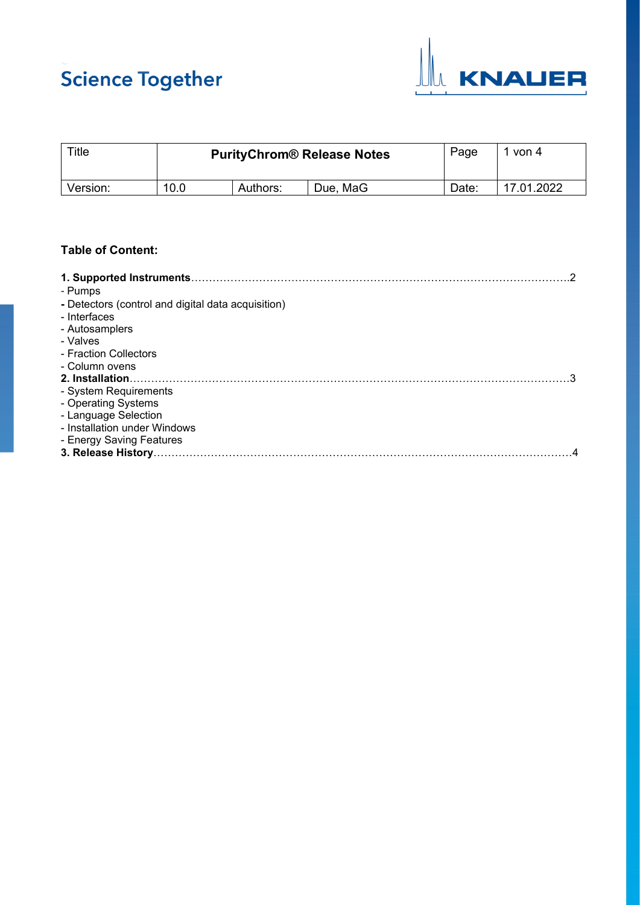Science Together

KNAUER

| Title | PurityChrom® Release Notes | | | Page | 1 von 4 |
|---|---|---|---|---|---|
| Version: | 10.0 | Authors: | Due, MaG | Date: | 17.01.2022 |

**Table of Content:**

**1. Supported Instruments**……………………………………………………………………………………………2
- Pumps
- Detectors (control and digital data acquisition)
- Interfaces
- Autosamplers
- Valves
- Fraction Collectors
- Column ovens

**2. Installation**………………………………………………………………………………………………………………3
- System Requirements
- Operating Systems
- Language Selection
- Installation under Windows
- Energy Saving Features

**3. Release History**………………………………………………………………………………………………………4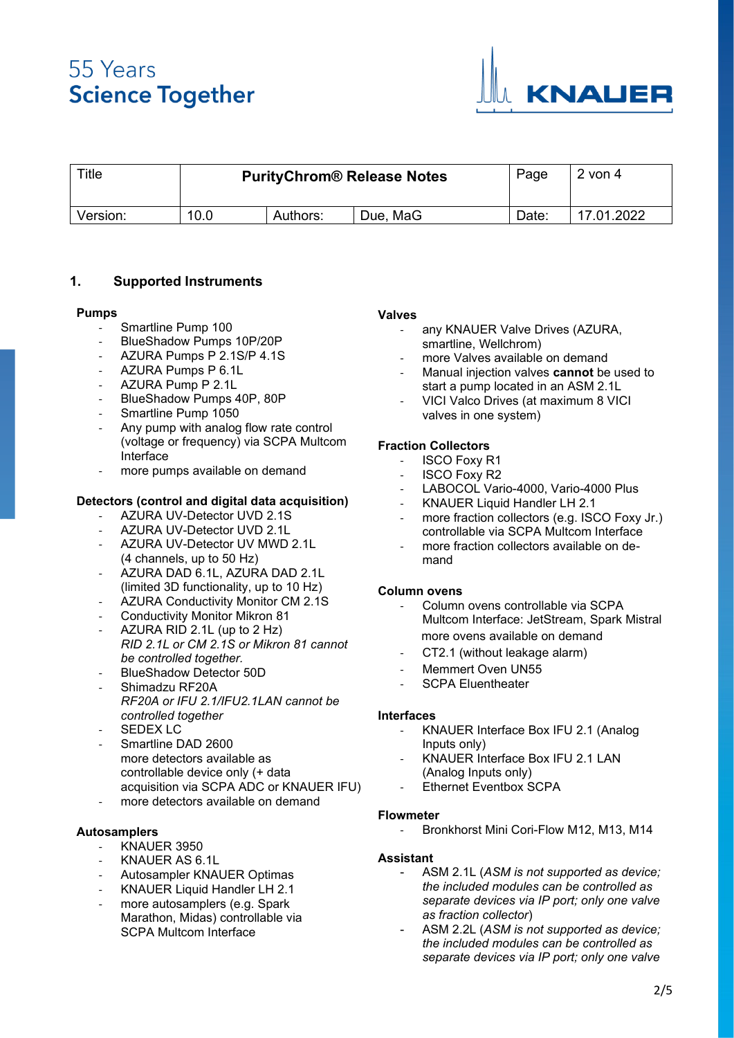| Title | PurityChrom® Release Notes | | | Page | 2 von 4 |
|---|---|---|---|---|---|
| Version: | 10.0 | Authors: | Due, MaG | Date: | 17.01.2022 |

## 1. Supported Instruments

**Pumps**

- Smartline Pump 100
- BlueShadow Pumps 10P/20P
- AZURA Pumps P 2.1S/P 4.1S
- AZURA Pumps P 6.1L
- AZURA Pump P 2.1L
- BlueShadow Pumps 40P, 80P
- Smartline Pump 1050
- Any pump with analog flow rate control (voltage or frequency) via SCPA Multcom Interface
- more pumps available on demand

**Detectors (control and digital data acquisition)**

- AZURA UV-Detector UVD 2.1S
- AZURA UV-Detector UVD 2.1L
- AZURA UV-Detector UV MWD 2.1L (4 channels, up to 50 Hz)
- AZURA DAD 6.1L, AZURA DAD 2.1L (limited 3D functionality, up to 10 Hz)
- AZURA Conductivity Monitor CM 2.1S
- Conductivity Monitor Mikron 81
- AZURA RID 2.1L (up to 2 Hz)
  *RID 2.1L or CM 2.1S or Mikron 81 cannot be controlled together.*
- BlueShadow Detector 50D
- Shimadzu RF20A
  *RF20A or IFU 2.1/IFU2.1LAN cannot be controlled together*
- SEDEX LC
- Smartline DAD 2600
  more detectors available as controllable device only (+ data acquisition via SCPA ADC or KNAUER IFU)
- more detectors available on demand

**Autosamplers**

- KNAUER 3950
- KNAUER AS 6.1L
- Autosampler KNAUER Optimas
- KNAUER Liquid Handler LH 2.1
- more autosamplers (e.g. Spark Marathon, Midas) controllable via SCPA Multcom Interface

**Valves**

- any KNAUER Valve Drives (AZURA, smartline, Wellchrom)
- more Valves available on demand
- Manual injection valves **cannot** be used to start a pump located in an ASM 2.1L
- VICI Valco Drives (at maximum 8 VICI valves in one system)

**Fraction Collectors**

- ISCO Foxy R1
- ISCO Foxy R2
- LABOCOL Vario-4000, Vario-4000 Plus
- KNAUER Liquid Handler LH 2.1
- more fraction collectors (e.g. ISCO Foxy Jr.) controllable via SCPA Multcom Interface
- more fraction collectors available on de-mand

**Column ovens**

- Column ovens controllable via SCPA Multcom Interface: JetStream, Spark Mistral
  more ovens available on demand
- CT2.1 (without leakage alarm)
- Memmert Oven UN55
- SCPA Eluentheater

**Interfaces**

- KNAUER Interface Box IFU 2.1 (Analog Inputs only)
- KNAUER Interface Box IFU 2.1 LAN (Analog Inputs only)
- Ethernet Eventbox SCPA

**Flowmeter**

- Bronkhorst Mini Cori-Flow M12, M13, M14

**Assistant**

- ASM 2.1L (*ASM is not supported as device; the included modules can be controlled as separate devices via IP port; only one valve as fraction collector*)
- ASM 2.2L (*ASM is not supported as device; the included modules can be controlled as separate devices via IP port; only one valve*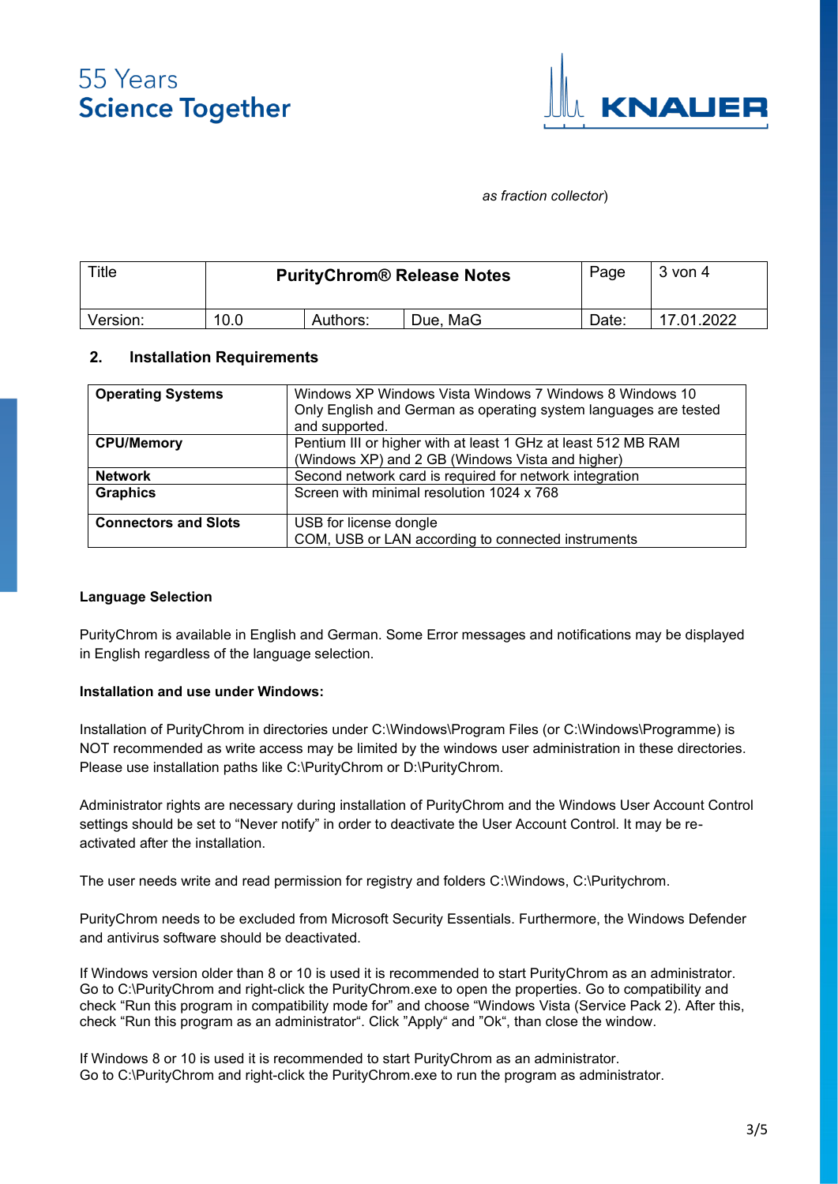*as fraction collector*)

| Title | PurityChrom® Release Notes | | | Page | 3 von 4 |
|---|---|---|---|---|---|
| Version: | 10.0 | Authors: | Due, MaG | Date: | 17.01.2022 |

## 2. Installation Requirements

| **Operating Systems** | Windows XP Windows Vista Windows 7 Windows 8 Windows 10<br>Only English and German as operating system languages are tested and supported. |
|---|---|
| **CPU/Memory** | Pentium III or higher with at least 1 GHz at least 512 MB RAM (Windows XP) and 2 GB (Windows Vista and higher) |
| **Network** | Second network card is required for network integration |
| **Graphics** | Screen with minimal resolution 1024 x 768 |
| **Connectors and Slots** | USB for license dongle<br>COM, USB or LAN according to connected instruments |

**Language Selection**

PurityChrom is available in English and German. Some Error messages and notifications may be displayed in English regardless of the language selection.

**Installation and use under Windows:**

Installation of PurityChrom in directories under C:\Windows\Program Files (or C:\Windows\Programme) is NOT recommended as write access may be limited by the windows user administration in these directories. Please use installation paths like C:\PurityChrom or D:\PurityChrom.

Administrator rights are necessary during installation of PurityChrom and the Windows User Account Control settings should be set to "Never notify" in order to deactivate the User Account Control. It may be re-activated after the installation.

The user needs write and read permission for registry and folders C:\Windows, C:\Puritychrom.

PurityChrom needs to be excluded from Microsoft Security Essentials. Furthermore, the Windows Defender and antivirus software should be deactivated.

If Windows version older than 8 or 10 is used it is recommended to start PurityChrom as an administrator. Go to C:\PurityChrom and right-click the PurityChrom.exe to open the properties. Go to compatibility and check "Run this program in compatibility mode for" and choose "Windows Vista (Service Pack 2). After this, check "Run this program as an administrator". Click "Apply" and "Ok", than close the window.

If Windows 8 or 10 is used it is recommended to start PurityChrom as an administrator.
Go to C:\PurityChrom and right-click the PurityChrom.exe to run the program as administrator.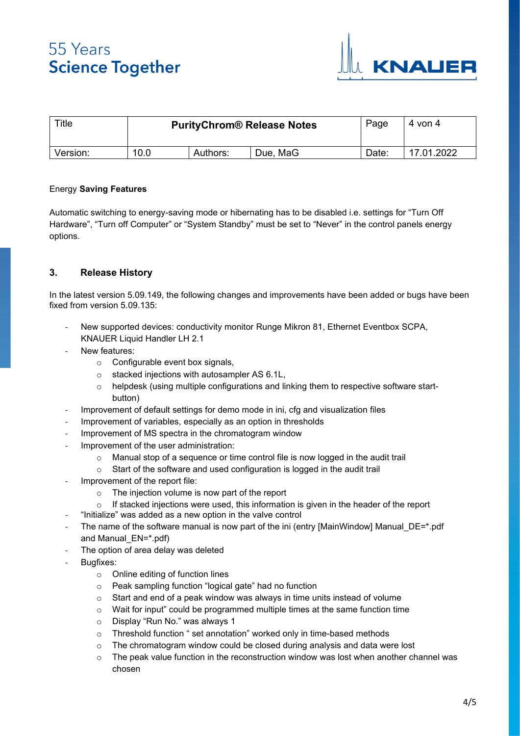Energy **Saving Features**

Automatic switching to energy-saving mode or hibernating has to be disabled i.e. settings for “Turn Off Hardware”, “Turn off Computer” or “System Standby” must be set to “Never” in the control panels energy options.

## 3. Release History

In the latest version 5.09.149, the following changes and improvements have been added or bugs have been fixed from version 5.09.135:

- New supported devices: conductivity monitor Runge Mikron 81, Ethernet Eventbox SCPA, KNAUER Liquid Handler LH 2.1
- New features:
  - Configurable event box signals,
  - stacked injections with autosampler AS 6.1L,
  - helpdesk (using multiple configurations and linking them to respective software start-button)
- Improvement of default settings for demo mode in ini, cfg and visualization files
- Improvement of variables, especially as an option in thresholds
- Improvement of MS spectra in the chromatogram window
- Improvement of the user administration:
  - Manual stop of a sequence or time control file is now logged in the audit trail
  - Start of the software and used configuration is logged in the audit trail
- Improvement of the report file:
  - The injection volume is now part of the report
  - If stacked injections were used, this information is given in the header of the report
- “Initialize” was added as a new option in the valve control
- The name of the software manual is now part of the ini (entry [MainWindow] Manual_DE=*.pdf and Manual_EN=*.pdf)
- The option of area delay was deleted
- Bugfixes:
  - Online editing of function lines
  - Peak sampling function “logical gate” had no function
  - Start and end of a peak window was always in time units instead of volume
  - Wait for input” could be programmed multiple times at the same function time
  - Display “Run No.” was always 1
  - Threshold function “ set annotation” worked only in time-based methods
  - The chromatogram window could be closed during analysis and data were lost
  - The peak value function in the reconstruction window was lost when another channel was chosen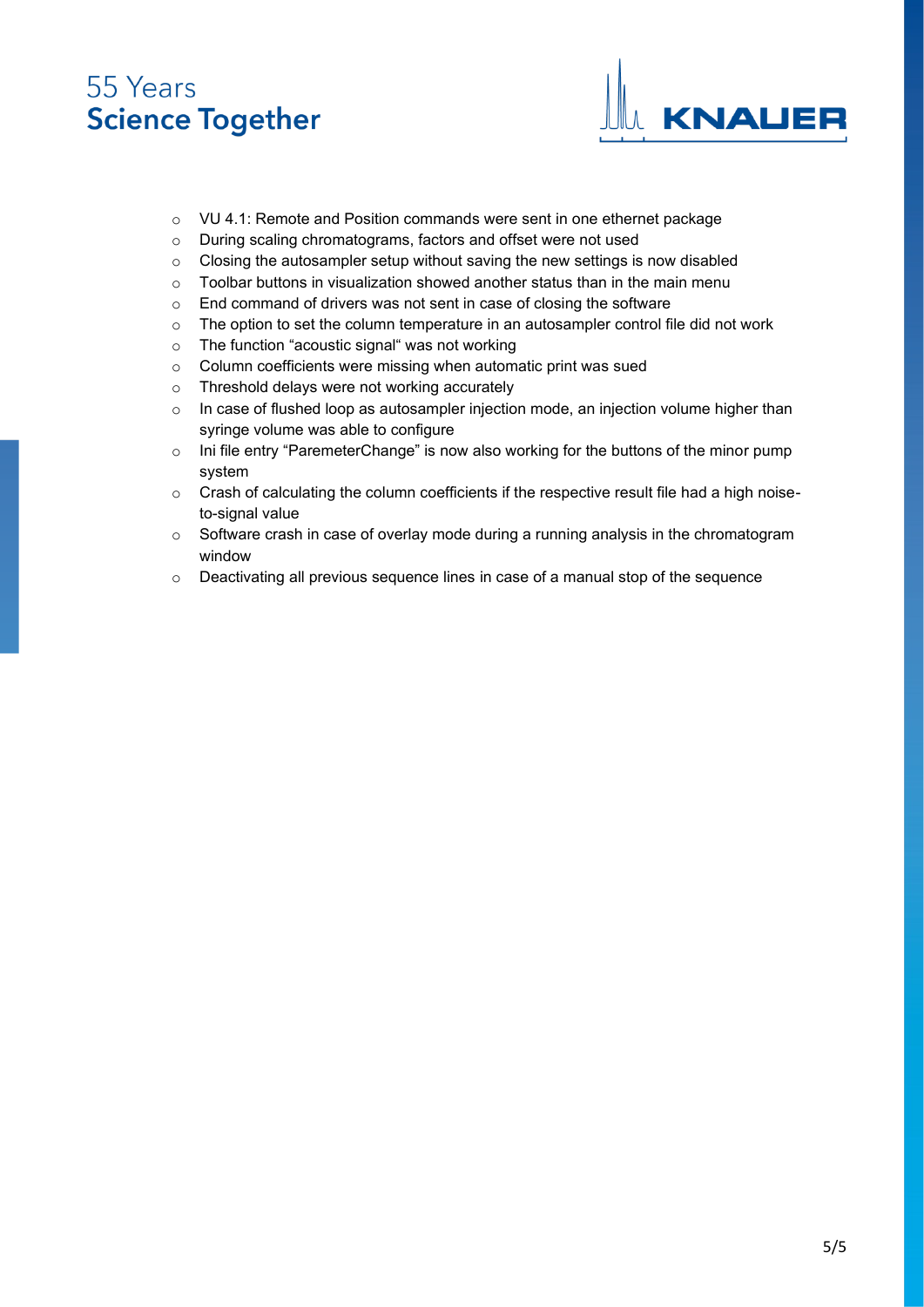- VU 4.1: Remote and Position commands were sent in one ethernet package
- During scaling chromatograms, factors and offset were not used
- Closing the autosampler setup without saving the new settings is now disabled
- Toolbar buttons in visualization showed another status than in the main menu
- End command of drivers was not sent in case of closing the software
- The option to set the column temperature in an autosampler control file did not work
- The function "acoustic signal" was not working
- Column coefficients were missing when automatic print was sued
- Threshold delays were not working accurately
- In case of flushed loop as autosampler injection mode, an injection volume higher than syringe volume was able to configure
- Ini file entry "ParemeterChange" is now also working for the buttons of the minor pump system
- Crash of calculating the column coefficients if the respective result file had a high noise-to-signal value
- Software crash in case of overlay mode during a running analysis in the chromatogram window
- Deactivating all previous sequence lines in case of a manual stop of the sequence